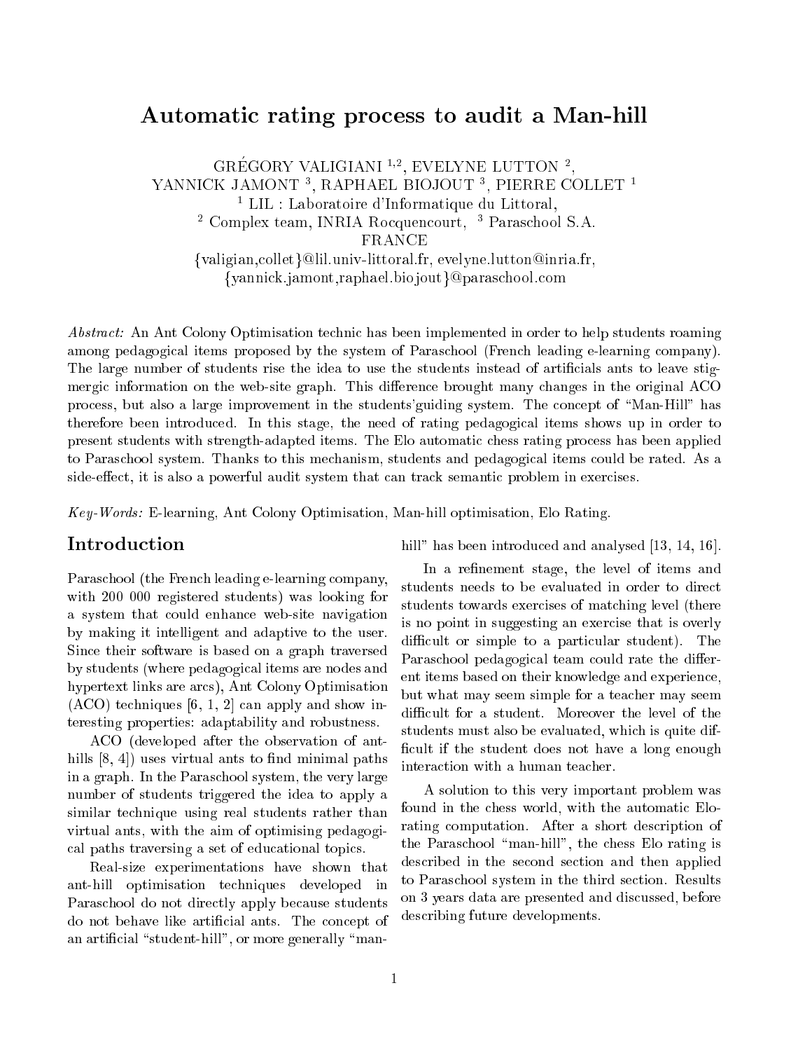# Automatic rating process to audit a Man-hill

GRÉGORY VALIGIANI [1,2], EVELYNE LUTTON [2],
YANNICK JAMONT [3], RAPHAEL BIOJOUT [3], PIERRE COLLET [1]

[1] LIL : Laboratoire d'Informatique du Littoral,
[2] Complex team, INRIA Rocquencourt, [3] Paraschool S.A.
FRANCE

{valigian,collet}@lil.univ-littoral.fr, evelyne.lutton@inria.fr,
{yannick.jamont,raphael.biojout}@paraschool.com

*Abstract:* An Ant Colony Optimisation technic has been implemented in order to help students roaming among pedagogical items proposed by the system of Paraschool (French leading e-learning company). The large number of students rise the idea to use the students instead of artificials ants to leave stigmergic information on the web-site graph. This difference brought many changes in the original ACO process, but also a large improvement in the students'guiding system. The concept of "Man-Hill" has therefore been introduced. In this stage, the need of rating pedagogical items shows up in order to present students with strength-adapted items. The Elo automatic chess rating process has been applied to Paraschool system. Thanks to this mechanism, students and pedagogical items could be rated. As a side-effect, it is also a powerful audit system that can track semantic problem in exercises.

*Key-Words:* E-learning, Ant Colony Optimisation, Man-hill optimisation, Elo Rating.

## Introduction

Paraschool (the French leading e-learning company, with 200 000 registered students) was looking for a system that could enhance web-site navigation by making it intelligent and adaptive to the user. Since their software is based on a graph traversed by students (where pedagogical items are nodes and hypertext links are arcs), Ant Colony Optimisation (ACO) techniques [6, 1, 2] can apply and show interesting properties: adaptability and robustness.

ACO (developed after the observation of ant-hills [8, 4]) uses virtual ants to find minimal paths in a graph. In the Paraschool system, the very large number of students triggered the idea to apply a similar technique using real students rather than virtual ants, with the aim of optimising pedagogical paths traversing a set of educational topics.

Real-size experimentations have shown that ant-hill optimisation techniques developed in Paraschool do not directly apply because students do not behave like artificial ants. The concept of an artificial "student-hill", or more generally "man-hill" has been introduced and analysed [13, 14, 16].

In a refinement stage, the level of items and students needs to be evaluated in order to direct students towards exercises of matching level (there is no point in suggesting an exercise that is overly difficult or simple to a particular student). The Paraschool pedagogical team could rate the different items based on their knowledge and experience, but what may seem simple for a teacher may seem difficult for a student. Moreover the level of the students must also be evaluated, which is quite difficult if the student does not have a long enough interaction with a human teacher.

A solution to this very important problem was found in the chess world, with the automatic Elo-rating computation. After a short description of the Paraschool "man-hill", the chess Elo rating is described in the second section and then applied to Paraschool system in the third section. Results on 3 years data are presented and discussed, before describing future developments.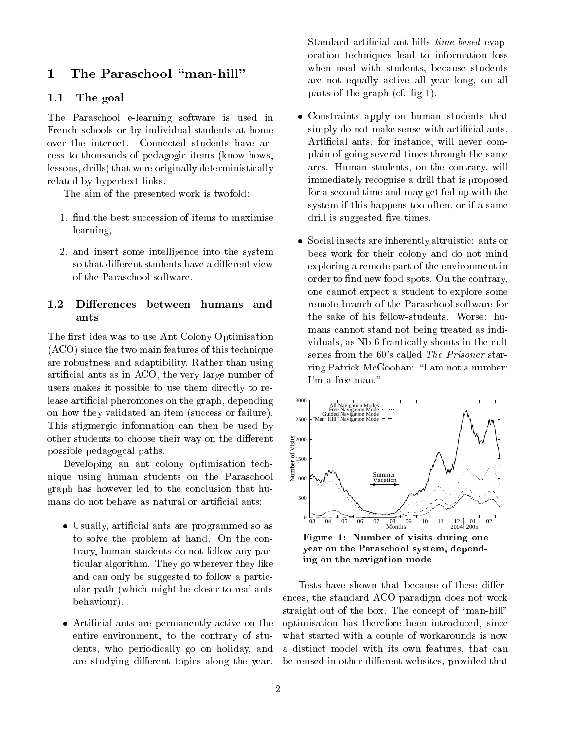# 1 The Paraschool "man-hill"

## 1.1 The goal

The Paraschool e-learning software is used in French schools or by individual students at home over the internet. Connected students have access to thousands of pedagogic items (know-hows, lessons, drills) that were originally deterministically related by hypertext links.

The aim of the presented work is twofold:

1. find the best succession of items to maximise learning,
2. and insert some intelligence into the system so that different students have a different view of the Paraschool software.

## 1.2 Differences between humans and ants

The first idea was to use Ant Colony Optimisation (ACO) since the two main features of this technique are robustness and adaptibility. Rather than using artificial ants as in ACO, the very large number of users makes it possible to use them directly to release artificial pheromones on the graph, depending on how they validated an item (success or failure). This stigmergic information can then be used by other students to choose their way on the different possible pedagogcal paths.

Developing an ant colony optimisation technique using human students on the Paraschool graph has however led to the conclusion that humans do not behave as natural or artificial ants:

- Usually, artificial ants are programmed so as to solve the problem at hand. On the contrary, human students do not follow any particular algorithm. They go wherever they like and can only be suggested to follow a particular path (which might be closer to real ants behaviour).
- Artificial ants are permanently active on the entire environment, to the contrary of students, who periodically go on holiday, and are studying different topics along the year. Standard artificial ant-hills *time-based* evaporation techniques lead to information loss when used with students, because students are not equally active all year long, on all parts of the graph (cf. fig 1).
- Constraints apply on human students that simply do not make sense with artificial ants. Artificial ants, for instance, will never complain of going several times through the same arcs. Human students, on the contrary, will immediately recognise a drill that is proposed for a second time and may get fed up with the system if this happens too often, or if a same drill is suggested five times.
- Social insects are inherently altruistic: ants or bees work for their colony and do not mind exploring a remote part of the environment in order to find new food spots. On the contrary, one cannot expect a student to explore some remote branch of the Paraschool software for the sake of his fellow-students. Worse: humans cannot stand not being treated as individuals, as Nb 6 frantically shouts in the cult series from the 60's called *The Prisoner* starring Patrick McGoohan: "I am not a number: I'm a free man."

**Figure 1: Number of visits during one year on the Paraschool system, depending on the navigation mode**

Tests have shown that because of these differences, the standard ACO paradigm does not work straight out of the box. The concept of "man-hill" optimisation has therefore been introduced, since what started with a couple of workarounds is now a distinct model with its own features, that can be reused in other different websites, provided that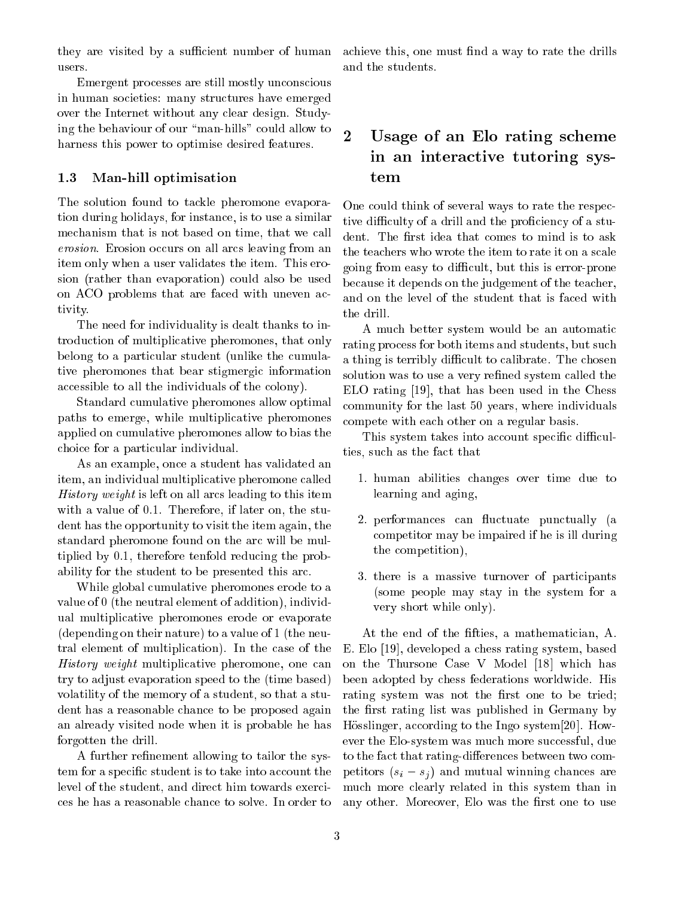they are visited by a sufficient number of human users.

Emergent processes are still mostly unconscious in human societies: many structures have emerged over the Internet without any clear design. Studying the behaviour of our "man-hills" could allow to harness this power to optimise desired features.

### 1.3 Man-hill optimisation

The solution found to tackle pheromone evaporation during holidays, for instance, is to use a similar mechanism that is not based on time, that we call *erosion*. Erosion occurs on all arcs leaving from an item only when a user validates the item. This erosion (rather than evaporation) could also be used on ACO problems that are faced with uneven activity.

The need for individuality is dealt thanks to introduction of multiplicative pheromones, that only belong to a particular student (unlike the cumulative pheromones that bear stigmergic information accessible to all the individuals of the colony).

Standard cumulative pheromones allow optimal paths to emerge, while multiplicative pheromones applied on cumulative pheromones allow to bias the choice for a particular individual.

As an example, once a student has validated an item, an individual multiplicative pheromone called *History weight* is left on all arcs leading to this item with a value of 0.1. Therefore, if later on, the student has the opportunity to visit the item again, the standard pheromone found on the arc will be multiplied by 0.1, therefore tenfold reducing the probability for the student to be presented this arc.

While global cumulative pheromones erode to a value of 0 (the neutral element of addition), individual multiplicative pheromones erode or evaporate (depending on their nature) to a value of 1 (the neutral element of multiplication). In the case of the *History weight* multiplicative pheromone, one can try to adjust evaporation speed to the (time based) volatility of the memory of a student, so that a student has a reasonable chance to be proposed again an already visited node when it is probable he has forgotten the drill.

A further refinement allowing to tailor the system for a specific student is to take into account the level of the student, and direct him towards exercices he has a reasonable chance to solve. In order to achieve this, one must find a way to rate the drills and the students.

## 2 Usage of an Elo rating scheme in an interactive tutoring system

One could think of several ways to rate the respective difficulty of a drill and the proficiency of a student. The first idea that comes to mind is to ask the teachers who wrote the item to rate it on a scale going from easy to difficult, but this is error-prone because it depends on the judgement of the teacher, and on the level of the student that is faced with the drill.

A much better system would be an automatic rating process for both items and students, but such a thing is terribly difficult to calibrate. The chosen solution was to use a very refined system called the ELO rating [19], that has been used in the Chess community for the last 50 years, where individuals compete with each other on a regular basis.

This system takes into account specific difficulties, such as the fact that

1. human abilities changes over time due to learning and aging,
2. performances can fluctuate punctually (a competitor may be impaired if he is ill during the competition),
3. there is a massive turnover of participants (some people may stay in the system for a very short while only).

At the end of the fifties, a mathematician, A. E. Elo [19], developed a chess rating system, based on the Thursone Case V Model [18] which has been adopted by chess federations worldwide. His rating system was not the first one to be tried; the first rating list was published in Germany by Hösslinger, according to the Ingo system[20]. However the Elo-system was much more successful, due to the fact that rating-differences between two competitors ($s_i - s_j$) and mutual winning chances are much more clearly related in this system than in any other. Moreover, Elo was the first one to use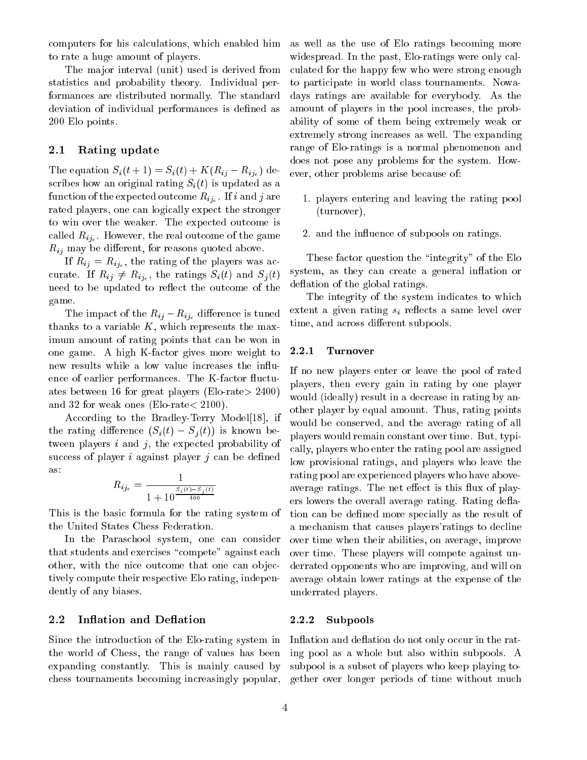computers for his calculations, which enabled him to rate a huge amount of players.

The major interval (unit) used is derived from statistics and probability theory. Individual performances are distributed normally. The standard deviation of individual performances is defined as 200 Elo points.

### 2.1 Rating update

The equation $S_i(t+1) = S_i(t) + K(R_{ij} - R_{ij_e})$ describes how an original rating $S_i(t)$ is updated as a function of the expected outcome $R_{ij_e}$. If $i$ and $j$ are rated players, one can logically expect the stronger to win over the weaker. The expected outcome is called $R_{ij_e}$. However, the real outcome of the game $R_{ij}$ may be different, for reasons quoted above.

If $R_{ij} = R_{ij_e}$, the rating of the players was accurate. If $R_{ij} \neq R_{ij_e}$, the ratings $S_i(t)$ and $S_j(t)$ need to be updated to reflect the outcome of the game.

The impact of the $R_{ij} - R_{ij_e}$ difference is tuned thanks to a variable $K$, which represents the maximum amount of rating points that can be won in one game. A high K-factor gives more weight to new results while a low value increases the influence of earlier performances. The K-factor fluctuates between 16 for great players (Elo-rate$>$ 2400) and 32 for weak ones (Elo-rate$<$ 2100).

According to the Bradley-Terry Model[18], if the rating difference $(S_i(t) - S_j(t))$ is known between players $i$ and $j$, the expected probability of success of player $i$ against player $j$ can be defined as:

$$R_{ij_e} = \frac{1}{1 + 10^{\frac{S_i(t) - S_j(t)}{400}}}$$

This is the basic formula for the rating system of the United States Chess Federation.

In the Paraschool system, one can consider that students and exercises "compete" against each other, with the nice outcome that one can objectively compute their respective Elo rating, independently of any biases.

### 2.2 Inflation and Deflation

Since the introduction of the Elo-rating system in the world of Chess, the range of values has been expanding constantly. This is mainly caused by chess tournaments becoming increasingly popular, as well as the use of Elo ratings becoming more widespread. In the past, Elo-ratings were only calculated for the happy few who were strong enough to participate in world class tournaments. Nowadays ratings are available for everybody. As the amount of players in the pool increases, the probability of some of them being extremely weak or extremely strong increases as well. The expanding range of Elo-ratings is a normal phenomenon and does not pose any problems for the system. However, other problems arise because of:

1. players entering and leaving the rating pool (turnover),
2. and the influence of subpools on ratings.

These factor question the "integrity" of the Elo system, as they can create a general inflation or deflation of the global ratings.

The integrity of the system indicates to which extent a given rating $s_i$ reflects a same level over time, and across different subpools.

#### 2.2.1 Turnover

If no new players enter or leave the pool of rated players, then every gain in rating by one player would (ideally) result in a decrease in rating by another player by equal amount. Thus, rating points would be conserved, and the average rating of all players would remain constant over time. But, typically, players who enter the rating pool are assigned low provisional ratings, and players who leave the rating pool are experienced players who have above-average ratings. The net effect is this flux of players lowers the overall average rating. Rating deflation can be defined more specially as the result of a mechanism that causes players'ratings to decline over time when their abilities, on average, improve over time. These players will compete against underrated opponents who are improving, and will on average obtain lower ratings at the expense of the underrated players.

#### 2.2.2 Subpools

Inflation and deflation do not only occur in the rating pool as a whole but also within subpools. A subpool is a subset of players who keep playing together over longer periods of time without much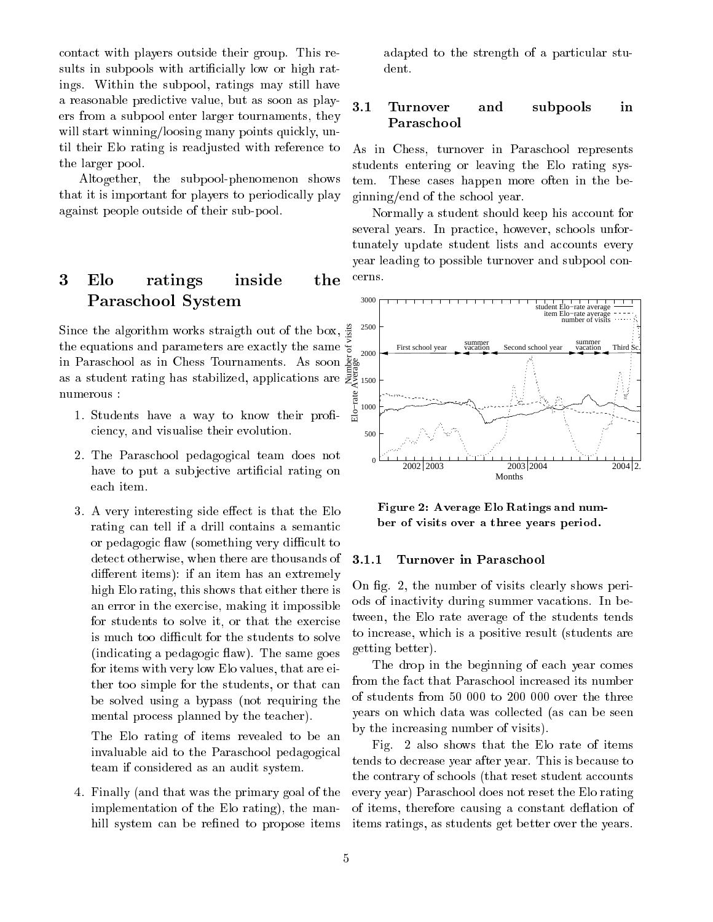contact with players outside their group. This results in subpools with artificially low or high ratings. Within the subpool, ratings may still have a reasonable predictive value, but as soon as players from a subpool enter larger tournaments, they will start winning/loosing many points quickly, until their Elo rating is readjusted with reference to the larger pool.

Altogether, the subpool-phenomenon shows that it is important for players to periodically play against people outside of their sub-pool.

# 3 Elo ratings inside the Paraschool System

Since the algorithm works straigth out of the box, the equations and parameters are exactly the same in Paraschool as in Chess Tournaments. As soon as a student rating has stabilized, applications are numerous :

1. Students have a way to know their proficiency, and visualise their evolution.

2. The Paraschool pedagogical team does not have to put a subjective artificial rating on each item.

3. A very interesting side effect is that the Elo rating can tell if a drill contains a semantic or pedagogic flaw (something very difficult to detect otherwise, when there are thousands of different items): if an item has an extremely high Elo rating, this shows that either there is an error in the exercise, making it impossible for students to solve it, or that the exercise is much too difficult for the students to solve (indicating a pedagogic flaw). The same goes for items with very low Elo values, that are either too simple for the students, or that can be solved using a bypass (not requiring the mental process planned by the teacher).

   The Elo rating of items revealed to be an invaluable aid to the Paraschool pedagogical team if considered as an audit system.

4. Finally (and that was the primary goal of the implementation of the Elo rating), the manhill system can be refined to propose items adapted to the strength of a particular student.

## 3.1 Turnover and subpools in Paraschool

As in Chess, turnover in Paraschool represents students entering or leaving the Elo rating system. These cases happen more often in the beginning/end of the school year.

Normally a student should keep his account for several years. In practice, however, schools unfortunately update student lists and accounts every year leading to possible turnover and subpool concerns.

**Figure 2: Average Elo Ratings and number of visits over a three years period.**

### 3.1.1 Turnover in Paraschool

On fig. 2, the number of visits clearly shows periods of inactivity during summer vacations. In between, the Elo rate average of the students tends to increase, which is a positive result (students are getting better).

The drop in the beginning of each year comes from the fact that Paraschool increased its number of students from 50 000 to 200 000 over the three years on which data was collected (as can be seen by the increasing number of visits).

Fig. 2 also shows that the Elo rate of items tends to decrease year after year. This is because to the contrary of schools (that reset student accounts every year) Paraschool does not reset the Elo rating of items, therefore causing a constant deflation of items ratings, as students get better over the years.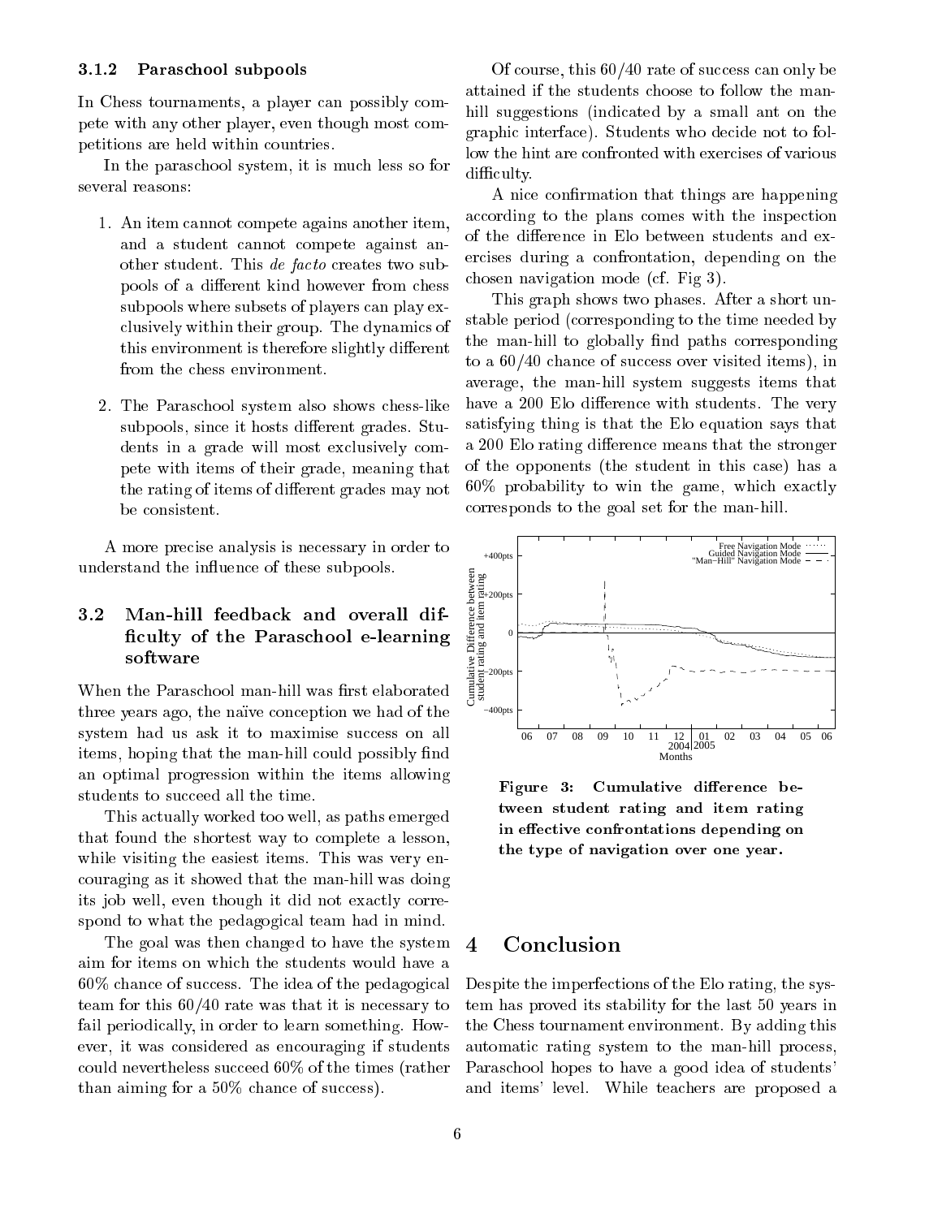#### 3.1.2 Paraschool subpools

In Chess tournaments, a player can possibly compete with any other player, even though most competitions are held within countries.

In the paraschool system, it is much less so for several reasons:

1. An item cannot compete agains another item, and a student cannot compete against another student. This *de facto* creates two subpools of a different kind however from chess subpools where subsets of players can play exclusively within their group. The dynamics of this environment is therefore slightly different from the chess environment.

2. The Paraschool system also shows chess-like subpools, since it hosts different grades. Students in a grade will most exclusively compete with items of their grade, meaning that the rating of items of different grades may not be consistent.

A more precise analysis is necessary in order to understand the influence of these subpools.

### 3.2 Man-hill feedback and overall difficulty of the Paraschool e-learning software

When the Paraschool man-hill was first elaborated three years ago, the naïve conception we had of the system had us ask it to maximise success on all items, hoping that the man-hill could possibly find an optimal progression within the items allowing students to succeed all the time.

This actually worked too well, as paths emerged that found the shortest way to complete a lesson, while visiting the easiest items. This was very encouraging as it showed that the man-hill was doing its job well, even though it did not exactly correspond to what the pedagogical team had in mind.

The goal was then changed to have the system aim for items on which the students would have a 60% chance of success. The idea of the pedagogical team for this 60/40 rate was that it is necessary to fail periodically, in order to learn something. However, it was considered as encouraging if students could nevertheless succeed 60% of the times (rather than aiming for a 50% chance of success).

Of course, this 60/40 rate of success can only be attained if the students choose to follow the man-hill suggestions (indicated by a small ant on the graphic interface). Students who decide not to follow the hint are confronted with exercises of various difficulty.

A nice confirmation that things are happening according to the plans comes with the inspection of the difference in Elo between students and exercises during a confrontation, depending on the chosen navigation mode (cf. Fig 3).

This graph shows two phases. After a short unstable period (corresponding to the time needed by the man-hill to globally find paths corresponding to a 60/40 chance of success over visited items), in average, the man-hill system suggests items that have a 200 Elo difference with students. The very satisfying thing is that the Elo equation says that a 200 Elo rating difference means that the stronger of the opponents (the student in this case) has a 60% probability to win the game, which exactly corresponds to the goal set for the man-hill.

**Figure 3: Cumulative difference between student rating and item rating in effective confrontations depending on the type of navigation over one year.**

## 4 Conclusion

Despite the imperfections of the Elo rating, the system has proved its stability for the last 50 years in the Chess tournament environment. By adding this automatic rating system to the man-hill process, Paraschool hopes to have a good idea of students' and items' level. While teachers are proposed a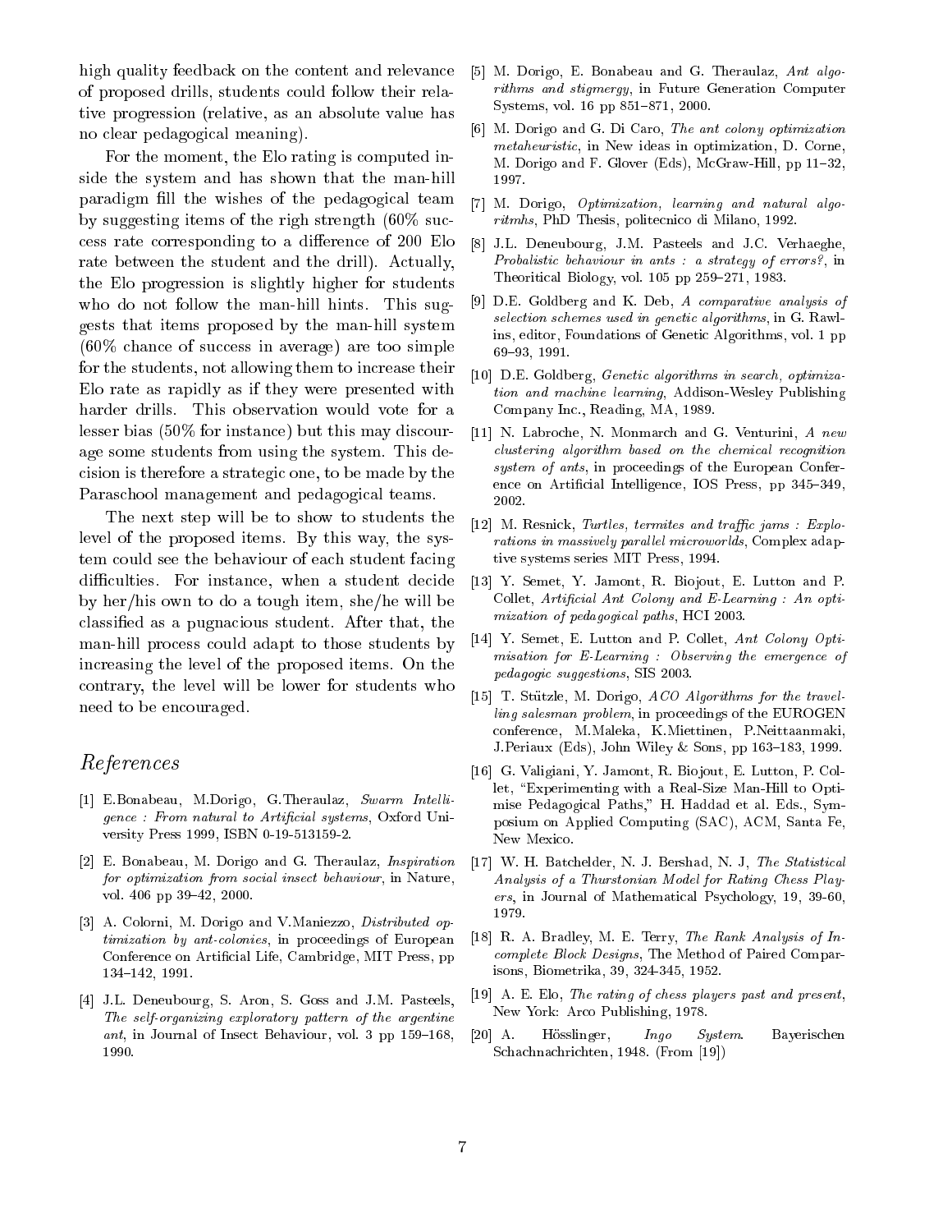high quality feedback on the content and relevance of proposed drills, students could follow their relative progression (relative, as an absolute value has no clear pedagogical meaning).

For the moment, the Elo rating is computed inside the system and has shown that the man-hill paradigm fill the wishes of the pedagogical team by suggesting items of the righ strength (60% success rate corresponding to a difference of 200 Elo rate between the student and the drill). Actually, the Elo progression is slightly higher for students who do not follow the man-hill hints. This suggests that items proposed by the man-hill system (60% chance of success in average) are too simple for the students, not allowing them to increase their Elo rate as rapidly as if they were presented with harder drills. This observation would vote for a lesser bias (50% for instance) but this may discourage some students from using the system. This decision is therefore a strategic one, to be made by the Paraschool management and pedagogical teams.

The next step will be to show to students the level of the proposed items. By this way, the system could see the behaviour of each student facing difficulties. For instance, when a student decide by her/his own to do a tough item, she/he will be classified as a pugnacious student. After that, the man-hill process could adapt to those students by increasing the level of the proposed items. On the contrary, the level will be lower for students who need to be encouraged.

## References

[1] E.Bonabeau, M.Dorigo, G.Theraulaz, *Swarm Intelligence : From natural to Artificial systems*, Oxford University Press 1999, ISBN 0-19-513159-2.

[2] E. Bonabeau, M. Dorigo and G. Theraulaz, *Inspiration for optimization from social insect behaviour*, in Nature, vol. 406 pp 39–42, 2000.

[3] A. Colorni, M. Dorigo and V.Maniezzo, *Distributed optimization by ant-colonies*, in proceedings of European Conference on Artificial Life, Cambridge, MIT Press, pp 134–142, 1991.

[4] J.L. Deneubourg, S. Aron, S. Goss and J.M. Pasteels, *The self-organizing exploratory pattern of the argentine ant*, in Journal of Insect Behaviour, vol. 3 pp 159–168, 1990.

[5] M. Dorigo, E. Bonabeau and G. Theraulaz, *Ant algorithms and stigmergy*, in Future Generation Computer Systems, vol. 16 pp 851–871, 2000.

[6] M. Dorigo and G. Di Caro, *The ant colony optimization metaheuristic*, in New ideas in optimization, D. Corne, M. Dorigo and F. Glover (Eds), McGraw-Hill, pp 11–32, 1997.

[7] M. Dorigo, *Optimization, learning and natural algoritmhs*, PhD Thesis, politecnico di Milano, 1992.

[8] J.L. Deneubourg, J.M. Pasteels and J.C. Verhaeghe, *Probalistic behaviour in ants : a strategy of errors?*, in Theoritical Biology, vol. 105 pp 259–271, 1983.

[9] D.E. Goldberg and K. Deb, *A comparative analysis of selection schemes used in genetic algorithms*, in G. Rawlins, editor, Foundations of Genetic Algorithms, vol. 1 pp 69–93, 1991.

[10] D.E. Goldberg, *Genetic algorithms in search, optimization and machine learning*, Addison-Wesley Publishing Company Inc., Reading, MA, 1989.

[11] N. Labroche, N. Monmarch and G. Venturini, *A new clustering algorithm based on the chemical recognition system of ants*, in proceedings of the European Conference on Artificial Intelligence, IOS Press, pp 345–349, 2002.

[12] M. Resnick, *Turtles, termites and traffic jams : Explorations in massively parallel microworlds*, Complex adaptive systems series MIT Press, 1994.

[13] Y. Semet, Y. Jamont, R. Biojout, E. Lutton and P. Collet, *Artificial Ant Colony and E-Learning : An optimization of pedagogical paths*, HCI 2003.

[14] Y. Semet, E. Lutton and P. Collet, *Ant Colony Optimisation for E-Learning : Observing the emergence of pedagogic suggestions*, SIS 2003.

[15] T. Stützle, M. Dorigo, *ACO Algorithms for the travelling salesman problem*, in proceedings of the EUROGEN conference, M.Maleka, K.Miettinen, P.Neittaanmaki, J.Periaux (Eds), John Wiley & Sons, pp 163–183, 1999.

[16] G. Valigiani, Y. Jamont, R. Biojout, E. Lutton, P. Collet, "Experimenting with a Real-Size Man-Hill to Optimise Pedagogical Paths," H. Haddad et al. Eds., Symposium on Applied Computing (SAC), ACM, Santa Fe, New Mexico.

[17] W. H. Batchelder, N. J. Bershad, N. J, *The Statistical Analysis of a Thurstonian Model for Rating Chess Players*, in Journal of Mathematical Psychology, 19, 39-60, 1979.

[18] R. A. Bradley, M. E. Terry, *The Rank Analysis of Incomplete Block Designs*, The Method of Paired Comparisons, Biometrika, 39, 324-345, 1952.

[19] A. E. Elo, *The rating of chess players past and present*, New York: Arco Publishing, 1978.

[20] A. Hösslinger, *Ingo System*. Bayerischen Schachnachrichten, 1948. (From [19])